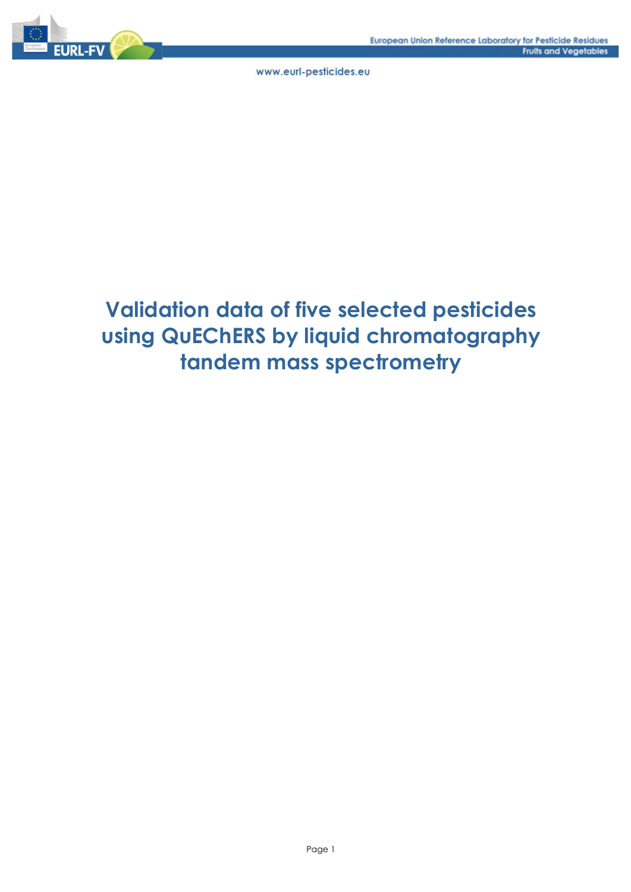# Validation data of five selected pesticides using QuEChERS by liquid chromatography tandem mass spectrometry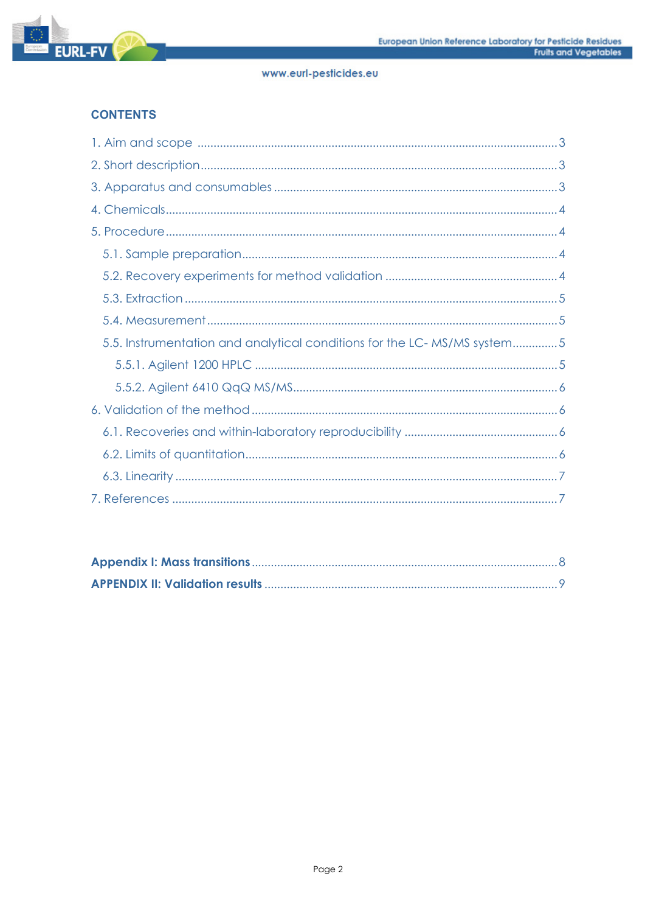## CONTENTS

1. Aim and scope ........................................................................................................ 3
2. Short description ...................................................................................................... 3
3. Apparatus and consumables ....................................................................................... 3
4. Chemicals ............................................................................................................... 4
5. Procedure ................................................................................................................ 4
   - 5.1. Sample preparation ........................................................................................... 4
   - 5.2. Recovery experiments for method validation ......................................................... 4
   - 5.3. Extraction ........................................................................................................ 5
   - 5.4. Measurement .................................................................................................... 5
   - 5.5. Instrumentation and analytical conditions for the LC- MS/MS system ......................... 5
     - 5.5.1. Agilent 1200 HPLC ...................................................................................... 5
     - 5.5.2. Agilent 6410 QqQ MS/MS ............................................................................. 6
6. Validation of the method ............................................................................................ 6
   - 6.1. Recoveries and within-laboratory reproducibility ..................................................... 6
   - 6.2. Limits of quantitation ........................................................................................ 6
   - 6.3. Linearity .......................................................................................................... 7
7. References ............................................................................................................... 7

**Appendix I: Mass transitions** ....................................................................................... 8

**APPENDIX II: Validation results** ..................................................................................... 9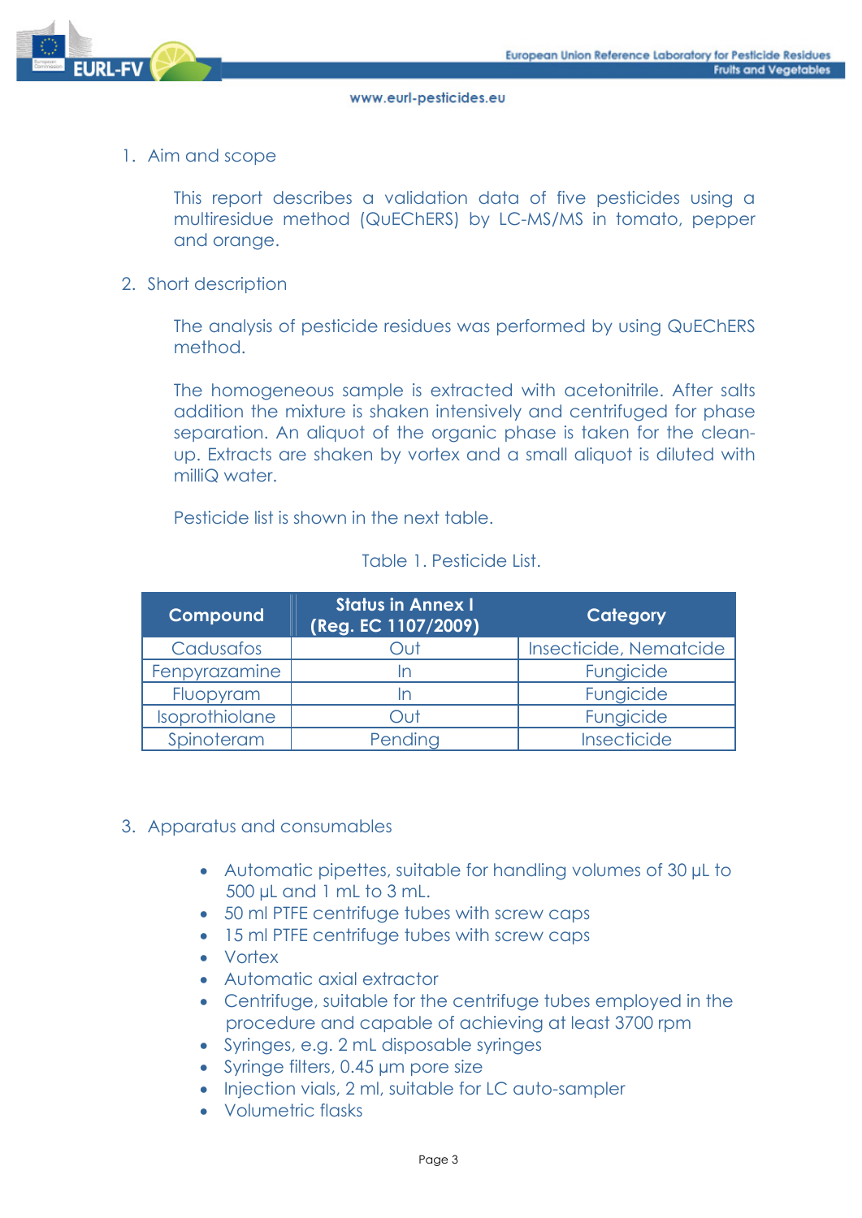## 1. Aim and scope

This report describes a validation data of five pesticides using a multiresidue method (QuEChERS) by LC-MS/MS in tomato, pepper and orange.

## 2. Short description

The analysis of pesticide residues was performed by using QuEChERS method.

The homogeneous sample is extracted with acetonitrile. After salts addition the mixture is shaken intensively and centrifuged for phase separation. An aliquot of the organic phase is taken for the clean-up. Extracts are shaken by vortex and a small aliquot is diluted with milliQ water.

Pesticide list is shown in the next table.

Table 1. Pesticide List.

| Compound | Status in Annex I (Reg. EC 1107/2009) | Category |
|---|---|---|
| Cadusafos | Out | Insecticide, Nematcide |
| Fenpyrazamine | In | Fungicide |
| Fluopyram | In | Fungicide |
| Isoprothiolane | Out | Fungicide |
| Spinoteram | Pending | Insecticide |

## 3. Apparatus and consumables

- Automatic pipettes, suitable for handling volumes of 30 µL to 500 µL and 1 mL to 3 mL.
- 50 ml PTFE centrifuge tubes with screw caps
- 15 ml PTFE centrifuge tubes with screw caps
- Vortex
- Automatic axial extractor
- Centrifuge, suitable for the centrifuge tubes employed in the procedure and capable of achieving at least 3700 rpm
- Syringes, e.g. 2 mL disposable syringes
- Syringe filters, 0.45 µm pore size
- Injection vials, 2 ml, suitable for LC auto-sampler
- Volumetric flasks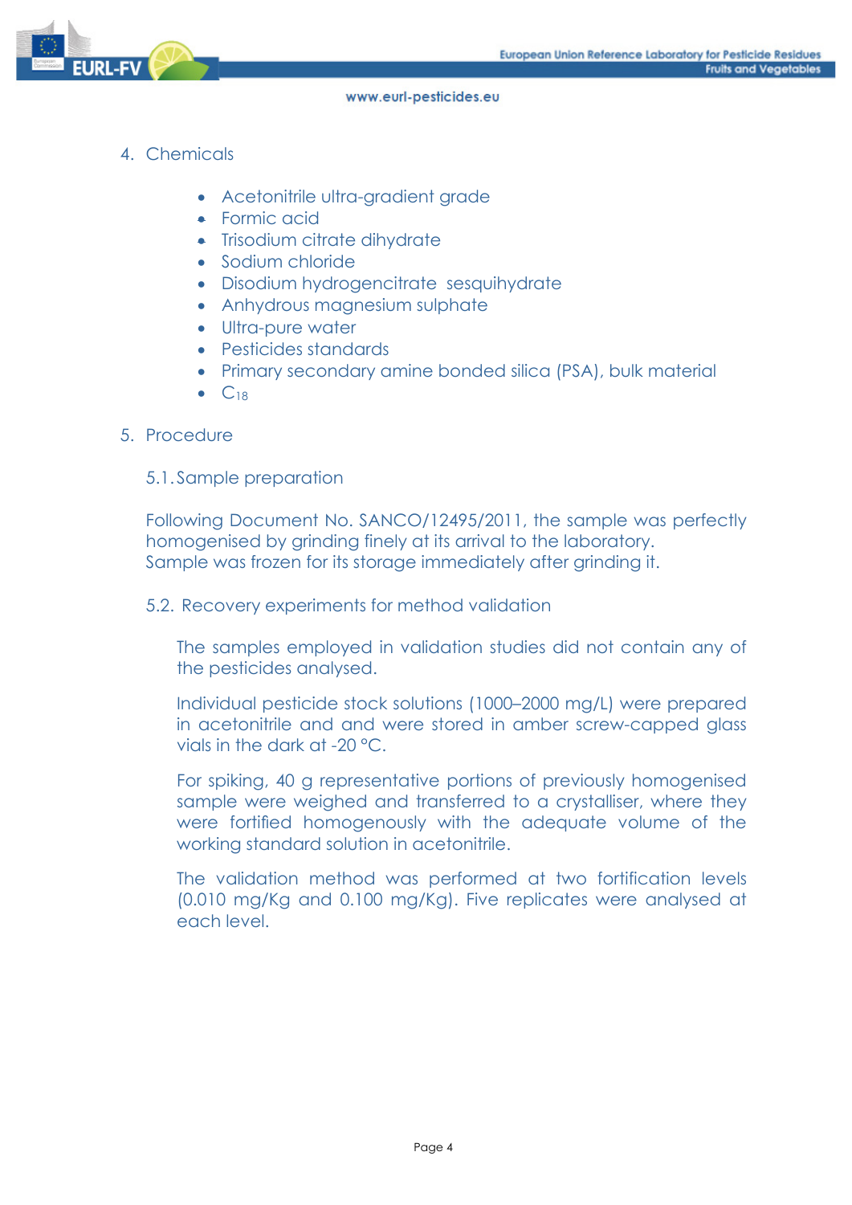## 4. Chemicals

- Acetonitrile ultra-gradient grade
- Formic acid
- Trisodium citrate dihydrate
- Sodium chloride
- Disodium hydrogencitrate sesquihydrate
- Anhydrous magnesium sulphate
- Ultra-pure water
- Pesticides standards
- Primary secondary amine bonded silica (PSA), bulk material
- $C_{18}$

## 5. Procedure

### 5.1. Sample preparation

Following Document No. SANCO/12495/2011, the sample was perfectly homogenised by grinding finely at its arrival to the laboratory.
Sample was frozen for its storage immediately after grinding it.

### 5.2. Recovery experiments for method validation

The samples employed in validation studies did not contain any of the pesticides analysed.

Individual pesticide stock solutions (1000–2000 mg/L) were prepared in acetonitrile and and were stored in amber screw-capped glass vials in the dark at -20 °C.

For spiking, 40 g representative portions of previously homogenised sample were weighed and transferred to a crystalliser, where they were fortified homogenously with the adequate volume of the working standard solution in acetonitrile.

The validation method was performed at two fortification levels (0.010 mg/Kg and 0.100 mg/Kg). Five replicates were analysed at each level.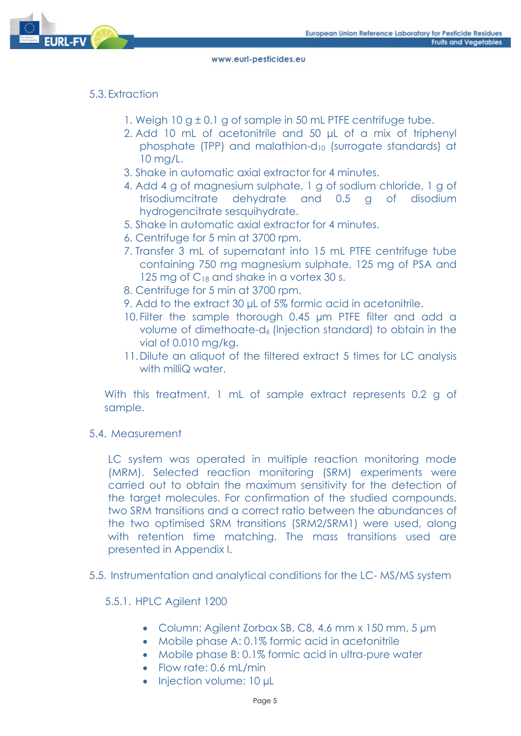## 5.3. Extraction

1. Weigh 10 g ± 0.1 g of sample in 50 mL PTFE centrifuge tube.
2. Add 10 mL of acetonitrile and 50 µL of a mix of triphenyl phosphate (TPP) and malathion-$d_{10}$ (surrogate standards) at 10 mg/L.
3. Shake in automatic axial extractor for 4 minutes.
4. Add 4 g of magnesium sulphate, 1 g of sodium chloride, 1 g of trisodiumcitrate dehydrate and 0.5 g of disodium hydrogencitrate sesquihydrate.
5. Shake in automatic axial extractor for 4 minutes.
6. Centrifuge for 5 min at 3700 rpm.
7. Transfer 3 mL of supernatant into 15 mL PTFE centrifuge tube containing 750 mg magnesium sulphate, 125 mg of PSA and 125 mg of $C_{18}$ and shake in a vortex 30 s.
8. Centrifuge for 5 min at 3700 rpm.
9. Add to the extract 30 µL of 5% formic acid in acetonitrile.
10. Filter the sample thorough 0.45 µm PTFE filter and add a volume of dimethoate-$d_6$ (Injection standard) to obtain in the vial of 0.010 mg/kg.
11. Dilute an aliquot of the filtered extract 5 times for LC analysis with milliQ water.

With this treatment, 1 mL of sample extract represents 0.2 g of sample.

## 5.4. Measurement

LC system was operated in multiple reaction monitoring mode (MRM). Selected reaction monitoring (SRM) experiments were carried out to obtain the maximum sensitivity for the detection of the target molecules. For confirmation of the studied compounds, two SRM transitions and a correct ratio between the abundances of the two optimised SRM transitions (SRM2/SRM1) were used, along with retention time matching. The mass transitions used are presented in Appendix I.

## 5.5. Instrumentation and analytical conditions for the LC- MS/MS system

### 5.5.1. HPLC Agilent 1200

- Column: Agilent Zorbax SB, C8, 4.6 mm x 150 mm, 5 µm
- Mobile phase A: 0.1% formic acid in acetonitrile
- Mobile phase B: 0.1% formic acid in ultra-pure water
- Flow rate: 0.6 mL/min
- Injection volume: 10 µL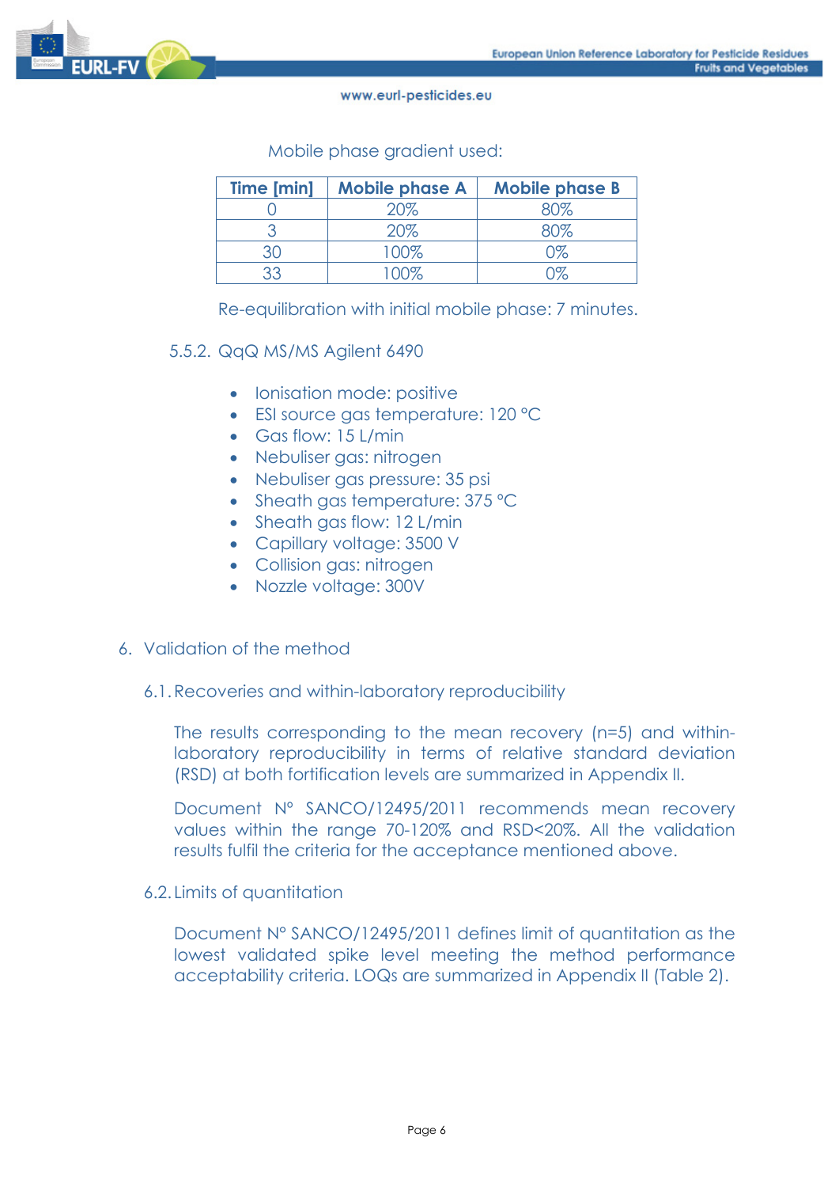Mobile phase gradient used:

| Time [min] | Mobile phase A | Mobile phase B |
|---|---|---|
| 0 | 20% | 80% |
| 3 | 20% | 80% |
| 30 | 100% | 0% |
| 33 | 100% | 0% |

Re-equilibration with initial mobile phase: 7 minutes.

### 5.5.2. QqQ MS/MS Agilent 6490

- Ionisation mode: positive
- ESI source gas temperature: 120 °C
- Gas flow: 15 L/min
- Nebuliser gas: nitrogen
- Nebuliser gas pressure: 35 psi
- Sheath gas temperature: 375 °C
- Sheath gas flow: 12 L/min
- Capillary voltage: 3500 V
- Collision gas: nitrogen
- Nozzle voltage: 300V

# 6. Validation of the method

## 6.1. Recoveries and within-laboratory reproducibility

The results corresponding to the mean recovery (n=5) and within-laboratory reproducibility in terms of relative standard deviation (RSD) at both fortification levels are summarized in Appendix II.

Document N° SANCO/12495/2011 recommends mean recovery values within the range 70-120% and RSD<20%. All the validation results fulfil the criteria for the acceptance mentioned above.

## 6.2. Limits of quantitation

Document N° SANCO/12495/2011 defines limit of quantitation as the lowest validated spike level meeting the method performance acceptability criteria. LOQs are summarized in Appendix II (Table 2).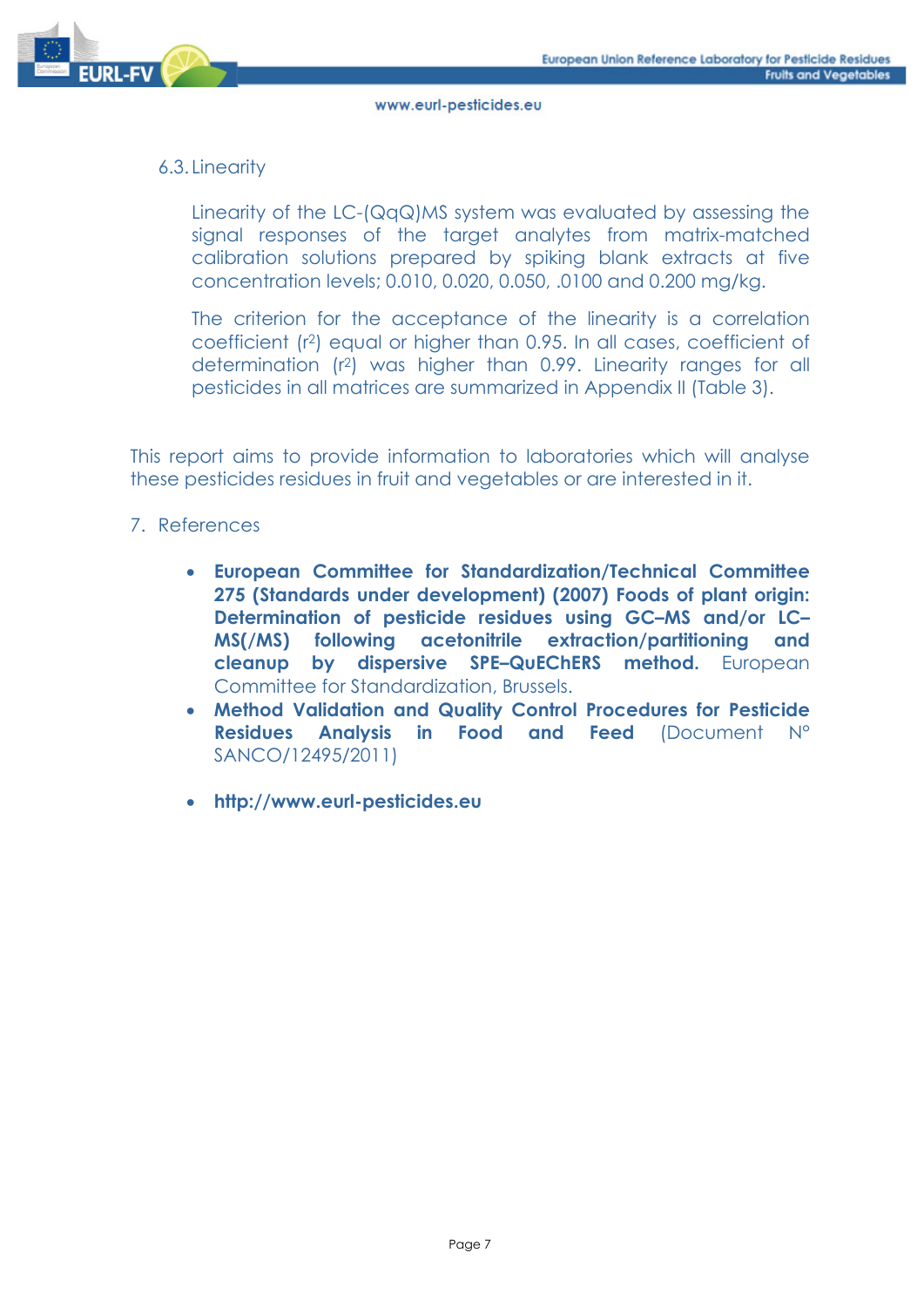### 6.3. Linearity

Linearity of the LC-(QqQ)MS system was evaluated by assessing the signal responses of the target analytes from matrix-matched calibration solutions prepared by spiking blank extracts at five concentration levels; 0.010, 0.020, 0.050, .0100 and 0.200 mg/kg.

The criterion for the acceptance of the linearity is a correlation coefficient ($r^2$) equal or higher than 0.95. In all cases, coefficient of determination ($r^2$) was higher than 0.99. Linearity ranges for all pesticides in all matrices are summarized in Appendix II (Table 3).

This report aims to provide information to laboratories which will analyse these pesticides residues in fruit and vegetables or are interested in it.

## 7. References

- **European Committee for Standardization/Technical Committee 275 (Standards under development) (2007) Foods of plant origin: Determination of pesticide residues using GC–MS and/or LC–MS(/MS) following acetonitrile extraction/partitioning and cleanup by dispersive SPE–QuEChERS method.** European Committee for Standardization, Brussels.
- **Method Validation and Quality Control Procedures for Pesticide Residues Analysis in Food and Feed** (Document N° SANCO/12495/2011)
- **http://www.eurl-pesticides.eu**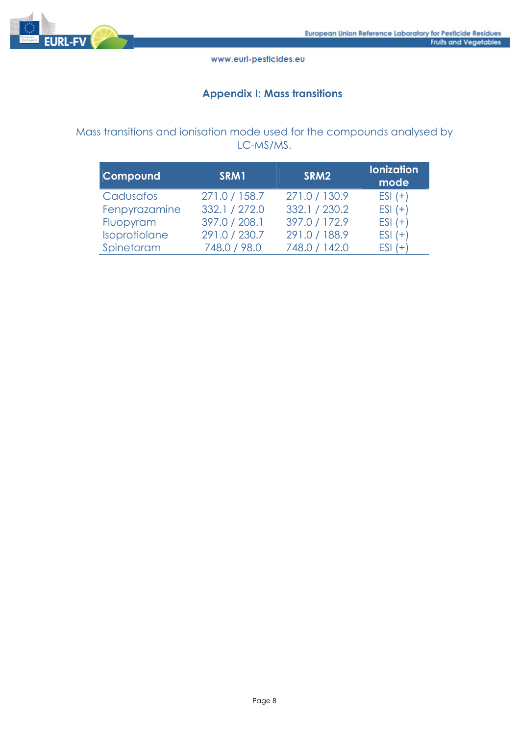## Appendix I: Mass transitions

Mass transitions and ionisation mode used for the compounds analysed by LC-MS/MS.

| Compound | SRM1 | SRM2 | Ionization mode |
|---|---|---|---|
| Cadusafos | 271.0 / 158.7 | 271.0 / 130.9 | ESI (+) |
| Fenpyrazamine | 332.1 / 272.0 | 332.1 / 230.2 | ESI (+) |
| Fluopyram | 397.0 / 208.1 | 397.0 / 172.9 | ESI (+) |
| Isoprotiolane | 291.0 / 230.7 | 291.0 / 188.9 | ESI (+) |
| Spinetoram | 748.0 / 98.0 | 748.0 / 142.0 | ESI (+) |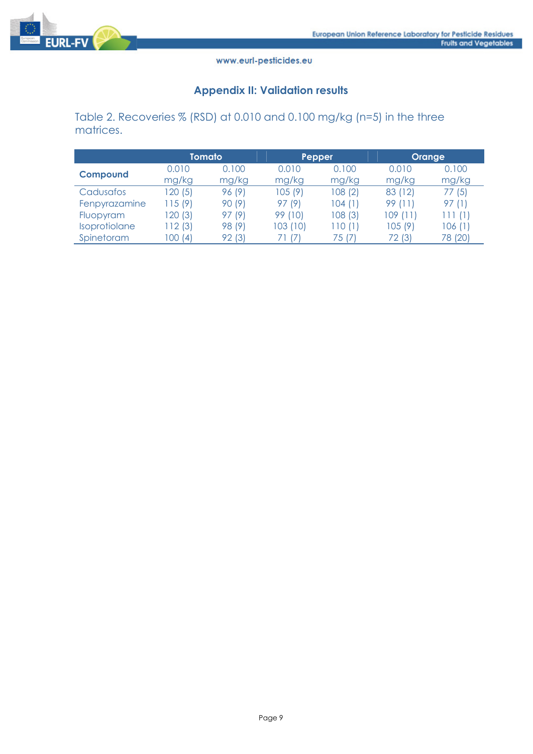## Appendix II: Validation results

Table 2. Recoveries % (RSD) at 0.010 and 0.100 mg/kg (n=5) in the three matrices.

| Compound | Tomato | | Pepper | | Orange | |
|---|---|---|---|---|---|---|
| | 0.010 mg/kg | 0.100 mg/kg | 0.010 mg/kg | 0.100 mg/kg | 0.010 mg/kg | 0.100 mg/kg |
| Cadusafos | 120 (5) | 96 (9) | 105 (9) | 108 (2) | 83 (12) | 77 (5) |
| Fenpyrazamine | 115 (9) | 90 (9) | 97 (9) | 104 (1) | 99 (11) | 97 (1) |
| Fluopyram | 120 (3) | 97 (9) | 99 (10) | 108 (3) | 109 (11) | 111 (1) |
| Isoprotiolane | 112 (3) | 98 (9) | 103 (10) | 110 (1) | 105 (9) | 106 (1) |
| Spinetoram | 100 (4) | 92 (3) | 71 (7) | 75 (7) | 72 (3) | 78 (20) |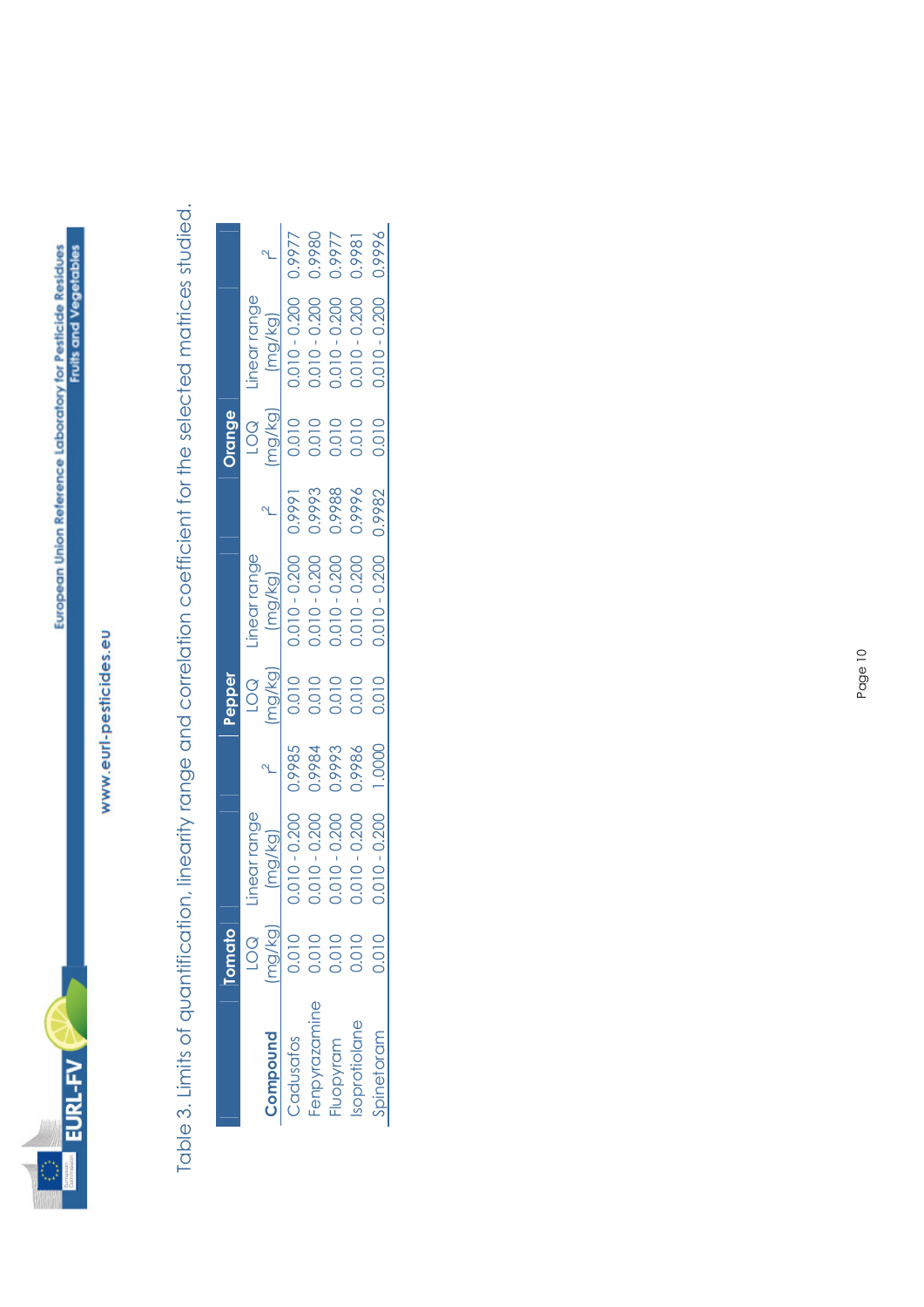Table 3. Limits of quantification, linearity range and correlation coefficient for the selected matrices studied.

| Compound | Tomato | | | Pepper | | | Orange | | |
|---|---|---|---|---|---|---|---|---|---|
| | LOQ (mg/kg) | Linear range (mg/kg) | $r^2$ | LOQ (mg/kg) | Linear range (mg/kg) | $r^2$ | LOQ (mg/kg) | Linear range (mg/kg) | $r^2$ |
| Cadusafos | 0.010 | 0.010 - 0.200 | 0.9985 | 0.010 | 0.010 - 0.200 | 0.9991 | 0.010 | 0.010 - 0.200 | 0.9977 |
| Fenpyrazamine | 0.010 | 0.010 - 0.200 | 0.9984 | 0.010 | 0.010 - 0.200 | 0.9993 | 0.010 | 0.010 - 0.200 | 0.9980 |
| Fluopyram | 0.010 | 0.010 - 0.200 | 0.9993 | 0.010 | 0.010 - 0.200 | 0.9988 | 0.010 | 0.010 - 0.200 | 0.9977 |
| Isoprotiolane | 0.010 | 0.010 - 0.200 | 0.9986 | 0.010 | 0.010 - 0.200 | 0.9996 | 0.010 | 0.010 - 0.200 | 0.9981 |
| Spinetoram | 0.010 | 0.010 - 0.200 | 1.0000 | 0.010 | 0.010 - 0.200 | 0.9982 | 0.010 | 0.010 - 0.200 | 0.9996 |